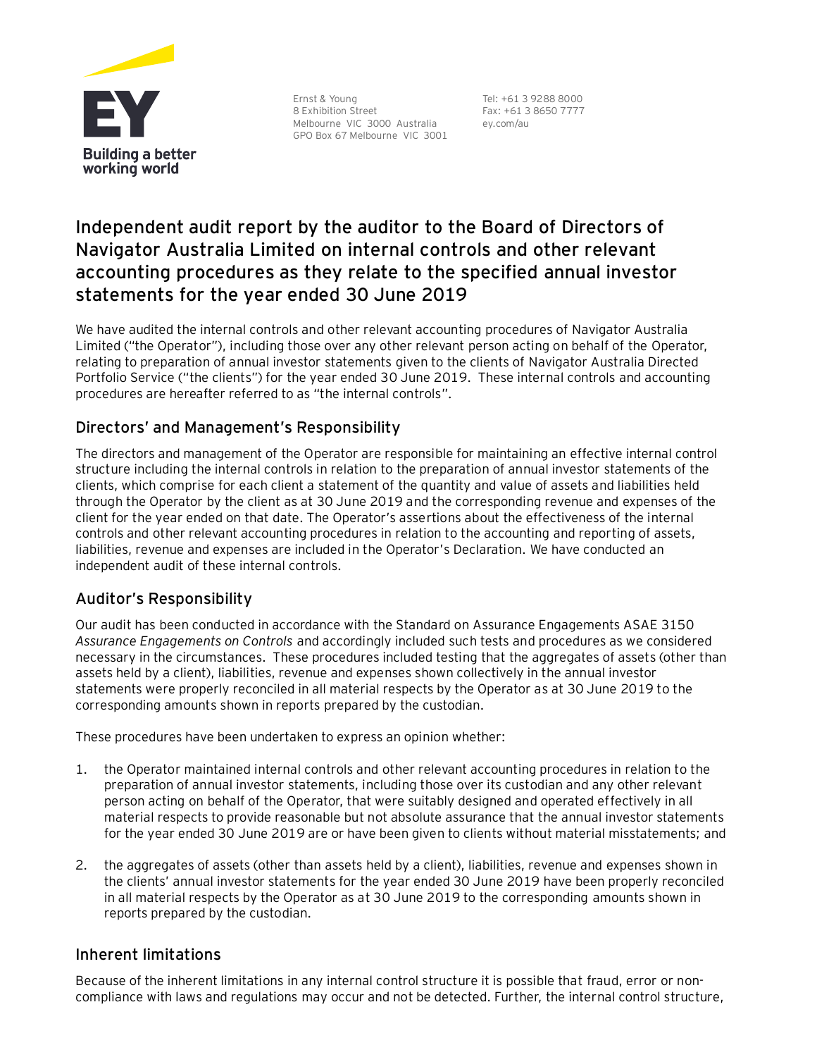Ernst & Young
8 Exhibition Street
Melbourne VIC 3000 Australia
GPO Box 67 Melbourne VIC 3001

Tel: +61 3 9288 8000
Fax: +61 3 8650 7777
ey.com/au

# Independent audit report by the auditor to the Board of Directors of Navigator Australia Limited on internal controls and other relevant accounting procedures as they relate to the specified annual investor statements for the year ended 30 June 2019

We have audited the internal controls and other relevant accounting procedures of Navigator Australia Limited ("the Operator"), including those over any other relevant person acting on behalf of the Operator, relating to preparation of annual investor statements given to the clients of Navigator Australia Directed Portfolio Service ("the clients") for the year ended 30 June 2019. These internal controls and accounting procedures are hereafter referred to as "the internal controls".

## Directors' and Management's Responsibility

The directors and management of the Operator are responsible for maintaining an effective internal control structure including the internal controls in relation to the preparation of annual investor statements of the clients, which comprise for each client a statement of the quantity and value of assets and liabilities held through the Operator by the client as at 30 June 2019 and the corresponding revenue and expenses of the client for the year ended on that date. The Operator's assertions about the effectiveness of the internal controls and other relevant accounting procedures in relation to the accounting and reporting of assets, liabilities, revenue and expenses are included in the Operator's Declaration. We have conducted an independent audit of these internal controls.

## Auditor's Responsibility

Our audit has been conducted in accordance with the Standard on Assurance Engagements ASAE 3150 *Assurance Engagements on Controls* and accordingly included such tests and procedures as we considered necessary in the circumstances. These procedures included testing that the aggregates of assets (other than assets held by a client), liabilities, revenue and expenses shown collectively in the annual investor statements were properly reconciled in all material respects by the Operator as at 30 June 2019 to the corresponding amounts shown in reports prepared by the custodian.

These procedures have been undertaken to express an opinion whether:

1. the Operator maintained internal controls and other relevant accounting procedures in relation to the preparation of annual investor statements, including those over its custodian and any other relevant person acting on behalf of the Operator, that were suitably designed and operated effectively in all material respects to provide reasonable but not absolute assurance that the annual investor statements for the year ended 30 June 2019 are or have been given to clients without material misstatements; and

2. the aggregates of assets (other than assets held by a client), liabilities, revenue and expenses shown in the clients' annual investor statements for the year ended 30 June 2019 have been properly reconciled in all material respects by the Operator as at 30 June 2019 to the corresponding amounts shown in reports prepared by the custodian.

## Inherent limitations

Because of the inherent limitations in any internal control structure it is possible that fraud, error or non-compliance with laws and regulations may occur and not be detected. Further, the internal control structure,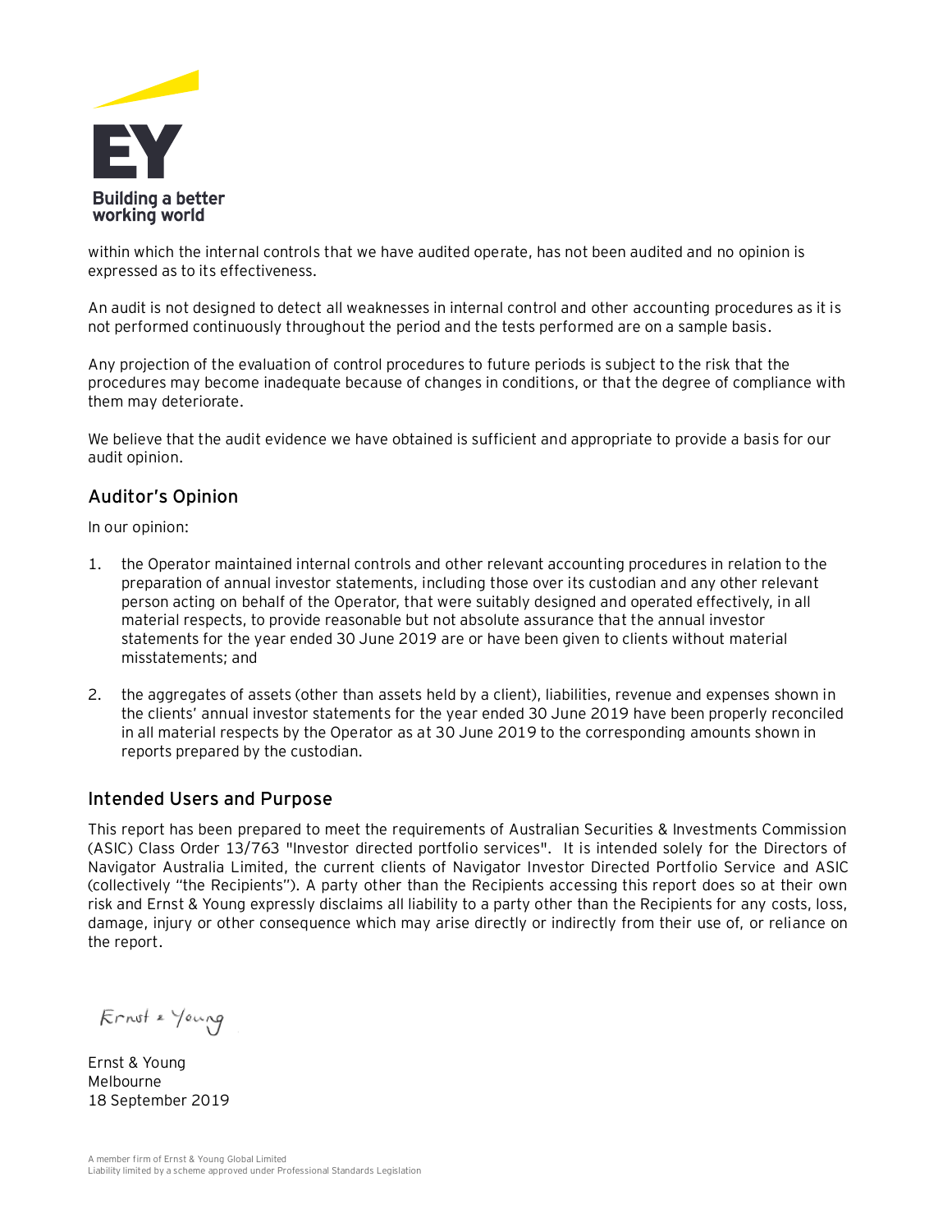within which the internal controls that we have audited operate, has not been audited and no opinion is expressed as to its effectiveness.

An audit is not designed to detect all weaknesses in internal control and other accounting procedures as it is not performed continuously throughout the period and the tests performed are on a sample basis.

Any projection of the evaluation of control procedures to future periods is subject to the risk that the procedures may become inadequate because of changes in conditions, or that the degree of compliance with them may deteriorate.

We believe that the audit evidence we have obtained is sufficient and appropriate to provide a basis for our audit opinion.

## Auditor's Opinion

In our opinion:

1. the Operator maintained internal controls and other relevant accounting procedures in relation to the preparation of annual investor statements, including those over its custodian and any other relevant person acting on behalf of the Operator, that were suitably designed and operated effectively, in all material respects, to provide reasonable but not absolute assurance that the annual investor statements for the year ended 30 June 2019 are or have been given to clients without material misstatements; and

2. the aggregates of assets (other than assets held by a client), liabilities, revenue and expenses shown in the clients' annual investor statements for the year ended 30 June 2019 have been properly reconciled in all material respects by the Operator as at 30 June 2019 to the corresponding amounts shown in reports prepared by the custodian.

## Intended Users and Purpose

This report has been prepared to meet the requirements of Australian Securities & Investments Commission (ASIC) Class Order 13/763 "Investor directed portfolio services". It is intended solely for the Directors of Navigator Australia Limited, the current clients of Navigator Investor Directed Portfolio Service and ASIC (collectively "the Recipients"). A party other than the Recipients accessing this report does so at their own risk and Ernst & Young expressly disclaims all liability to a party other than the Recipients for any costs, loss, damage, injury or other consequence which may arise directly or indirectly from their use of, or reliance on the report.

Ernst & Young

Ernst & Young
Melbourne
18 September 2019

A member firm of Ernst & Young Global Limited
Liability limited by a scheme approved under Professional Standards Legislation